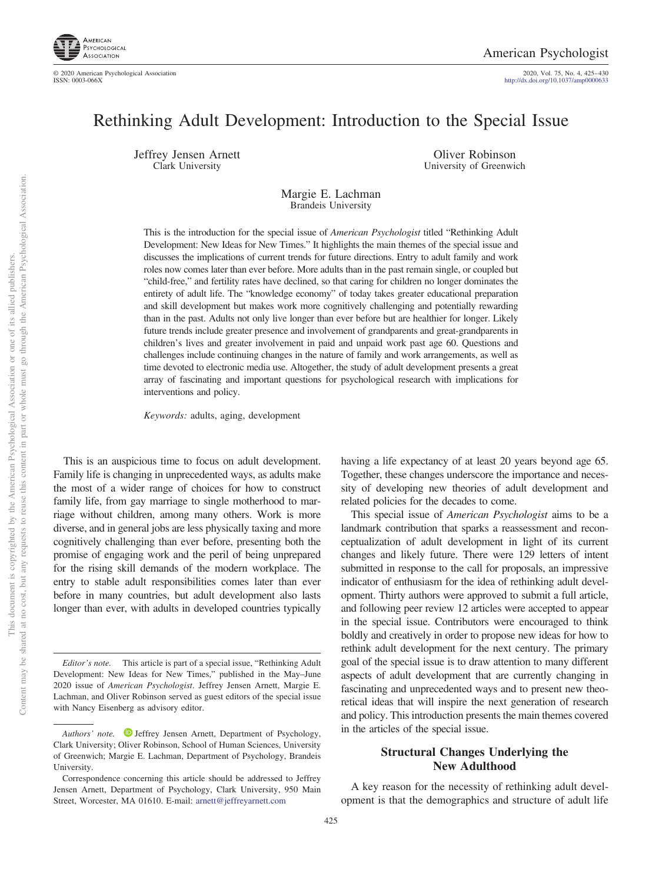# Rethinking Adult Development: Introduction to the Special Issue

Jeffrey Jensen Arnett
Clark University

Oliver Robinson
University of Greenwich

Margie E. Lachman
Brandeis University

This is the introduction for the special issue of *American Psychologist* titled "Rethinking Adult Development: New Ideas for New Times." It highlights the main themes of the special issue and discusses the implications of current trends for future directions. Entry to adult family and work roles now comes later than ever before. More adults than in the past remain single, or coupled but "child-free," and fertility rates have declined, so that caring for children no longer dominates the entirety of adult life. The "knowledge economy" of today takes greater educational preparation and skill development but makes work more cognitively challenging and potentially rewarding than in the past. Adults not only live longer than ever before but are healthier for longer. Likely future trends include greater presence and involvement of grandparents and great-grandparents in children's lives and greater involvement in paid and unpaid work past age 60. Questions and challenges include continuing changes in the nature of family and work arrangements, as well as time devoted to electronic media use. Altogether, the study of adult development presents a great array of fascinating and important questions for psychological research with implications for interventions and policy.

*Keywords:* adults, aging, development

This is an auspicious time to focus on adult development. Family life is changing in unprecedented ways, as adults make the most of a wider range of choices for how to construct family life, from gay marriage to single motherhood to marriage without children, among many others. Work is more diverse, and in general jobs are less physically taxing and more cognitively challenging than ever before, presenting both the promise of engaging work and the peril of being unprepared for the rising skill demands of the modern workplace. The entry to stable adult responsibilities comes later than ever before in many countries, but adult development also lasts longer than ever, with adults in developed countries typically having a life expectancy of at least 20 years beyond age 65. Together, these changes underscore the importance and necessity of developing new theories of adult development and related policies for the decades to come.

This special issue of *American Psychologist* aims to be a landmark contribution that sparks a reassessment and reconceptualization of adult development in light of its current changes and likely future. There were 129 letters of intent submitted in response to the call for proposals, an impressive indicator of enthusiasm for the idea of rethinking adult development. Thirty authors were approved to submit a full article, and following peer review 12 articles were accepted to appear in the special issue. Contributors were encouraged to think boldly and creatively in order to propose new ideas for how to rethink adult development for the next century. The primary goal of the special issue is to draw attention to many different aspects of adult development that are currently changing in fascinating and unprecedented ways and to present new theoretical ideas that will inspire the next generation of research and policy. This introduction presents the main themes covered in the articles of the special issue.

## Structural Changes Underlying the New Adulthood

A key reason for the necessity of rethinking adult development is that the demographics and structure of adult life

---

*Editor's note.* This article is part of a special issue, "Rethinking Adult Development: New Ideas for New Times," published in the May–June 2020 issue of *American Psychologist*. Jeffrey Jensen Arnett, Margie E. Lachman, and Oliver Robinson served as guest editors of the special issue with Nancy Eisenberg as advisory editor.

*Authors' note.* Jeffrey Jensen Arnett, Department of Psychology, Clark University; Oliver Robinson, School of Human Sciences, University of Greenwich; Margie E. Lachman, Department of Psychology, Brandeis University.

Correspondence concerning this article should be addressed to Jeffrey Jensen Arnett, Department of Psychology, Clark University, 950 Main Street, Worcester, MA 01610. E-mail: arnett@jeffreyarnett.com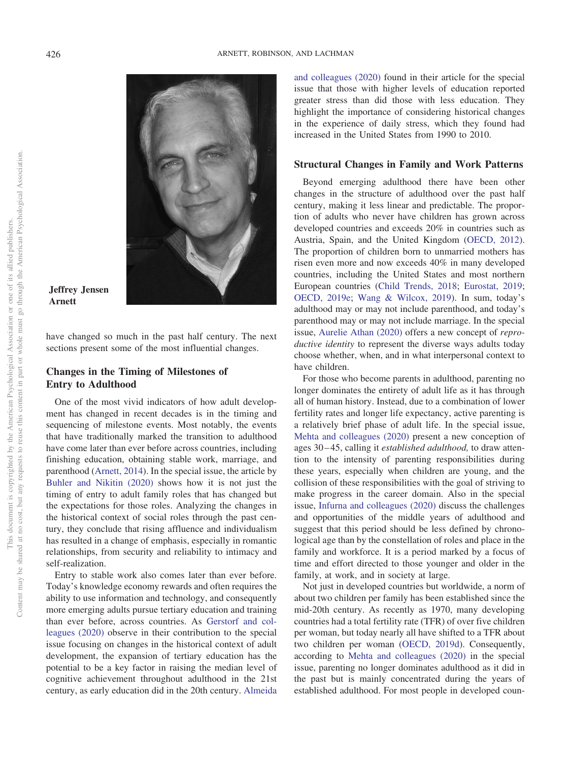Jeffrey Jensen Arnett

have changed so much in the past half century. The next sections present some of the most influential changes.

## Changes in the Timing of Milestones of Entry to Adulthood

One of the most vivid indicators of how adult development has changed in recent decades is in the timing and sequencing of milestone events. Most notably, the events that have traditionally marked the transition to adulthood have come later than ever before across countries, including finishing education, obtaining stable work, marriage, and parenthood (Arnett, 2014). In the special issue, the article by Buhler and Nikitin (2020) shows how it is not just the timing of entry to adult family roles that has changed but the expectations for those roles. Analyzing the changes in the historical context of social roles through the past century, they conclude that rising affluence and individualism has resulted in a change of emphasis, especially in romantic relationships, from security and reliability to intimacy and self-realization.

Entry to stable work also comes later than ever before. Today's knowledge economy rewards and often requires the ability to use information and technology, and consequently more emerging adults pursue tertiary education and training than ever before, across countries. As Gerstorf and colleagues (2020) observe in their contribution to the special issue focusing on changes in the historical context of adult development, the expansion of tertiary education has the potential to be a key factor in raising the median level of cognitive achievement throughout adulthood in the 21st century, as early education did in the 20th century. Almeida and colleagues (2020) found in their article for the special issue that those with higher levels of education reported greater stress than did those with less education. They highlight the importance of considering historical changes in the experience of daily stress, which they found had increased in the United States from 1990 to 2010.

## Structural Changes in Family and Work Patterns

Beyond emerging adulthood there have been other changes in the structure of adulthood over the past half century, making it less linear and predictable. The proportion of adults who never have children has grown across developed countries and exceeds 20% in countries such as Austria, Spain, and the United Kingdom (OECD, 2012). The proportion of children born to unmarried mothers has risen even more and now exceeds 40% in many developed countries, including the United States and most northern European countries (Child Trends, 2018; Eurostat, 2019; OECD, 2019e; Wang & Wilcox, 2019). In sum, today's adulthood may or may not include parenthood, and today's parenthood may or may not include marriage. In the special issue, Aurelie Athan (2020) offers a new concept of *reproductive identity* to represent the diverse ways adults today choose whether, when, and in what interpersonal context to have children.

For those who become parents in adulthood, parenting no longer dominates the entirety of adult life as it has through all of human history. Instead, due to a combination of lower fertility rates and longer life expectancy, active parenting is a relatively brief phase of adult life. In the special issue, Mehta and colleagues (2020) present a new conception of ages 30–45, calling it *established adulthood,* to draw attention to the intensity of parenting responsibilities during these years, especially when children are young, and the collision of these responsibilities with the goal of striving to make progress in the career domain. Also in the special issue, Infurna and colleagues (2020) discuss the challenges and opportunities of the middle years of adulthood and suggest that this period should be less defined by chronological age than by the constellation of roles and place in the family and workforce. It is a period marked by a focus of time and effort directed to those younger and older in the family, at work, and in society at large.

Not just in developed countries but worldwide, a norm of about two children per family has been established since the mid-20th century. As recently as 1970, many developing countries had a total fertility rate (TFR) of over five children per woman, but today nearly all have shifted to a TFR about two children per woman (OECD, 2019d). Consequently, according to Mehta and colleagues (2020) in the special issue, parenting no longer dominates adulthood as it did in the past but is mainly concentrated during the years of established adulthood. For most people in developed coun-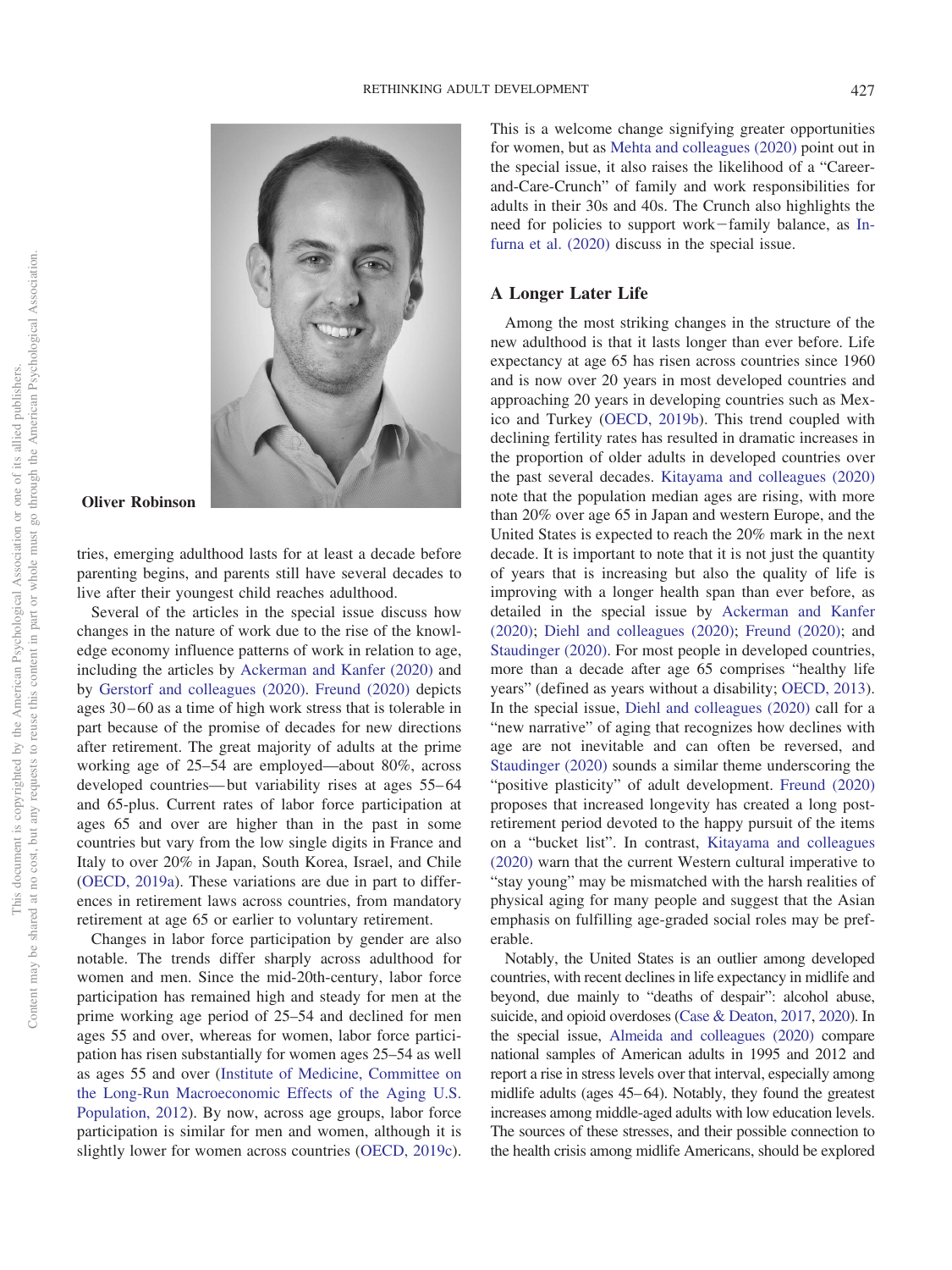Oliver Robinson

tries, emerging adulthood lasts for at least a decade before parenting begins, and parents still have several decades to live after their youngest child reaches adulthood.

Several of the articles in the special issue discuss how changes in the nature of work due to the rise of the knowledge economy influence patterns of work in relation to age, including the articles by Ackerman and Kanfer (2020) and by Gerstorf and colleagues (2020). Freund (2020) depicts ages 30–60 as a time of high work stress that is tolerable in part because of the promise of decades for new directions after retirement. The great majority of adults at the prime working age of 25–54 are employed—about 80%, across developed countries—but variability rises at ages 55–64 and 65-plus. Current rates of labor force participation at ages 65 and over are higher than in the past in some countries but vary from the low single digits in France and Italy to over 20% in Japan, South Korea, Israel, and Chile (OECD, 2019a). These variations are due in part to differences in retirement laws across countries, from mandatory retirement at age 65 or earlier to voluntary retirement.

Changes in labor force participation by gender are also notable. The trends differ sharply across adulthood for women and men. Since the mid-20th-century, labor force participation has remained high and steady for men at the prime working age period of 25–54 and declined for men ages 55 and over, whereas for women, labor force participation has risen substantially for women ages 25–54 as well as ages 55 and over (Institute of Medicine, Committee on the Long-Run Macroeconomic Effects of the Aging U.S. Population, 2012). By now, across age groups, labor force participation is similar for men and women, although it is slightly lower for women across countries (OECD, 2019c). This is a welcome change signifying greater opportunities for women, but as Mehta and colleagues (2020) point out in the special issue, it also raises the likelihood of a "Career-and-Care-Crunch" of family and work responsibilities for adults in their 30s and 40s. The Crunch also highlights the need for policies to support work−family balance, as Infurna et al. (2020) discuss in the special issue.

## A Longer Later Life

Among the most striking changes in the structure of the new adulthood is that it lasts longer than ever before. Life expectancy at age 65 has risen across countries since 1960 and is now over 20 years in most developed countries and approaching 20 years in developing countries such as Mexico and Turkey (OECD, 2019b). This trend coupled with declining fertility rates has resulted in dramatic increases in the proportion of older adults in developed countries over the past several decades. Kitayama and colleagues (2020) note that the population median ages are rising, with more than 20% over age 65 in Japan and western Europe, and the United States is expected to reach the 20% mark in the next decade. It is important to note that it is not just the quantity of years that is increasing but also the quality of life is improving with a longer health span than ever before, as detailed in the special issue by Ackerman and Kanfer (2020); Diehl and colleagues (2020); Freund (2020); and Staudinger (2020). For most people in developed countries, more than a decade after age 65 comprises "healthy life years" (defined as years without a disability; OECD, 2013). In the special issue, Diehl and colleagues (2020) call for a "new narrative" of aging that recognizes how declines with age are not inevitable and can often be reversed, and Staudinger (2020) sounds a similar theme underscoring the "positive plasticity" of adult development. Freund (2020) proposes that increased longevity has created a long post-retirement period devoted to the happy pursuit of the items on a "bucket list". In contrast, Kitayama and colleagues (2020) warn that the current Western cultural imperative to "stay young" may be mismatched with the harsh realities of physical aging for many people and suggest that the Asian emphasis on fulfilling age-graded social roles may be preferable.

Notably, the United States is an outlier among developed countries, with recent declines in life expectancy in midlife and beyond, due mainly to "deaths of despair": alcohol abuse, suicide, and opioid overdoses (Case & Deaton, 2017, 2020). In the special issue, Almeida and colleagues (2020) compare national samples of American adults in 1995 and 2012 and report a rise in stress levels over that interval, especially among midlife adults (ages 45–64). Notably, they found the greatest increases among middle-aged adults with low education levels. The sources of these stresses, and their possible connection to the health crisis among midlife Americans, should be explored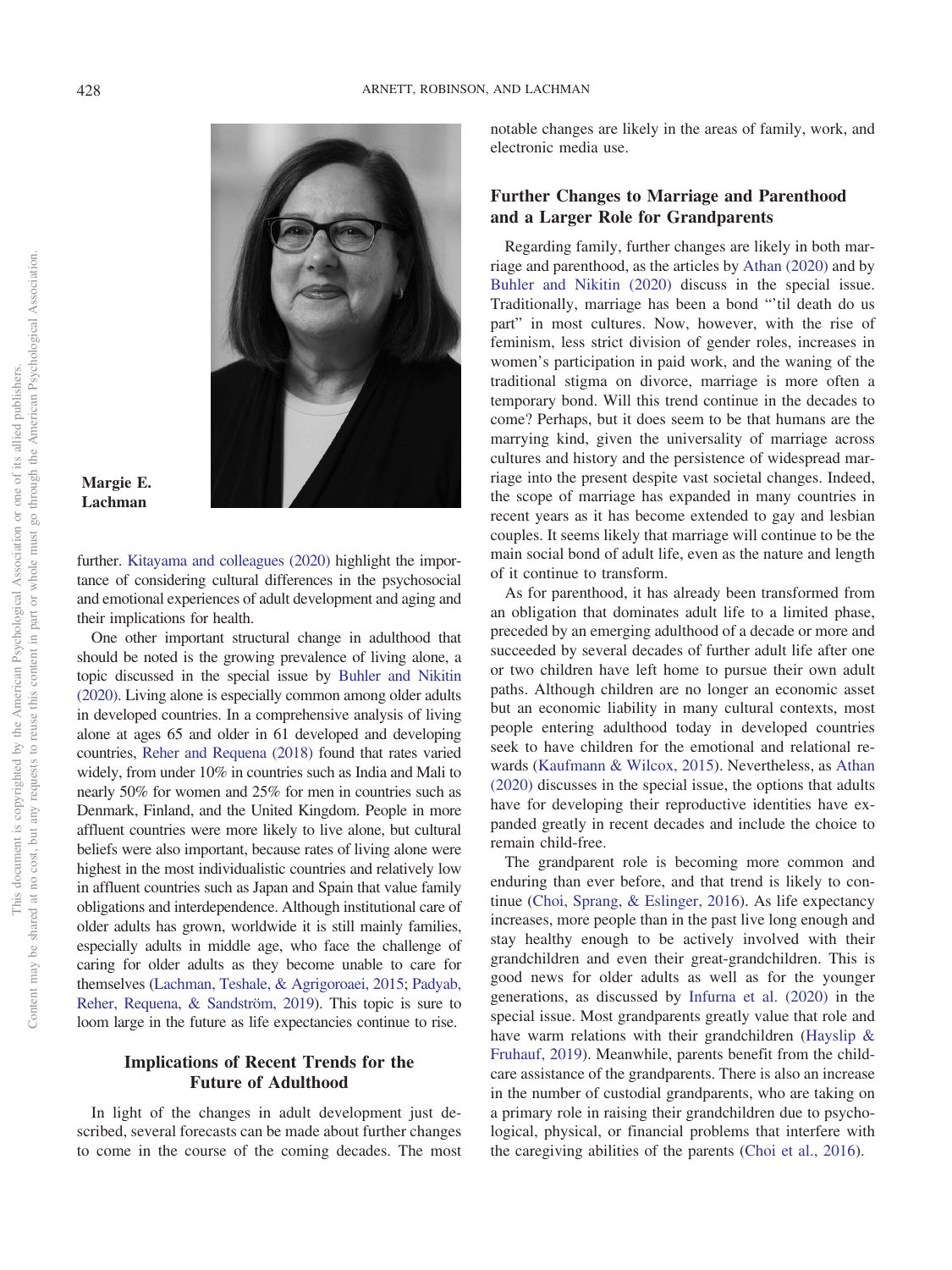**Margie E. Lachman**

further. Kitayama and colleagues (2020) highlight the importance of considering cultural differences in the psychosocial and emotional experiences of adult development and aging and their implications for health.

One other important structural change in adulthood that should be noted is the growing prevalence of living alone, a topic discussed in the special issue by Buhler and Nikitin (2020). Living alone is especially common among older adults in developed countries. In a comprehensive analysis of living alone at ages 65 and older in 61 developed and developing countries, Reher and Requena (2018) found that rates varied widely, from under 10% in countries such as India and Mali to nearly 50% for women and 25% for men in countries such as Denmark, Finland, and the United Kingdom. People in more affluent countries were more likely to live alone, but cultural beliefs were also important, because rates of living alone were highest in the most individualistic countries and relatively low in affluent countries such as Japan and Spain that value family obligations and interdependence. Although institutional care of older adults has grown, worldwide it is still mainly families, especially adults in middle age, who face the challenge of caring for older adults as they become unable to care for themselves (Lachman, Teshale, & Agrigoroaei, 2015; Padyab, Reher, Requena, & Sandström, 2019). This topic is sure to loom large in the future as life expectancies continue to rise.

## Implications of Recent Trends for the Future of Adulthood

In light of the changes in adult development just described, several forecasts can be made about further changes to come in the course of the coming decades. The most notable changes are likely in the areas of family, work, and electronic media use.

### Further Changes to Marriage and Parenthood and a Larger Role for Grandparents

Regarding family, further changes are likely in both marriage and parenthood, as the articles by Athan (2020) and by Buhler and Nikitin (2020) discuss in the special issue. Traditionally, marriage has been a bond "'til death do us part" in most cultures. Now, however, with the rise of feminism, less strict division of gender roles, increases in women's participation in paid work, and the waning of the traditional stigma on divorce, marriage is more often a temporary bond. Will this trend continue in the decades to come? Perhaps, but it does seem to be that humans are the marrying kind, given the universality of marriage across cultures and history and the persistence of widespread marriage into the present despite vast societal changes. Indeed, the scope of marriage has expanded in many countries in recent years as it has become extended to gay and lesbian couples. It seems likely that marriage will continue to be the main social bond of adult life, even as the nature and length of it continue to transform.

As for parenthood, it has already been transformed from an obligation that dominates adult life to a limited phase, preceded by an emerging adulthood of a decade or more and succeeded by several decades of further adult life after one or two children have left home to pursue their own adult paths. Although children are no longer an economic asset but an economic liability in many cultural contexts, most people entering adulthood today in developed countries seek to have children for the emotional and relational rewards (Kaufmann & Wilcox, 2015). Nevertheless, as Athan (2020) discusses in the special issue, the options that adults have for developing their reproductive identities have expanded greatly in recent decades and include the choice to remain child-free.

The grandparent role is becoming more common and enduring than ever before, and that trend is likely to continue (Choi, Sprang, & Eslinger, 2016). As life expectancy increases, more people than in the past live long enough and stay healthy enough to be actively involved with their grandchildren and even their great-grandchildren. This is good news for older adults as well as for the younger generations, as discussed by Infurna et al. (2020) in the special issue. Most grandparents greatly value that role and have warm relations with their grandchildren (Hayslip & Fruhauf, 2019). Meanwhile, parents benefit from the childcare assistance of the grandparents. There is also an increase in the number of custodial grandparents, who are taking on a primary role in raising their grandchildren due to psychological, physical, or financial problems that interfere with the caregiving abilities of the parents (Choi et al., 2016).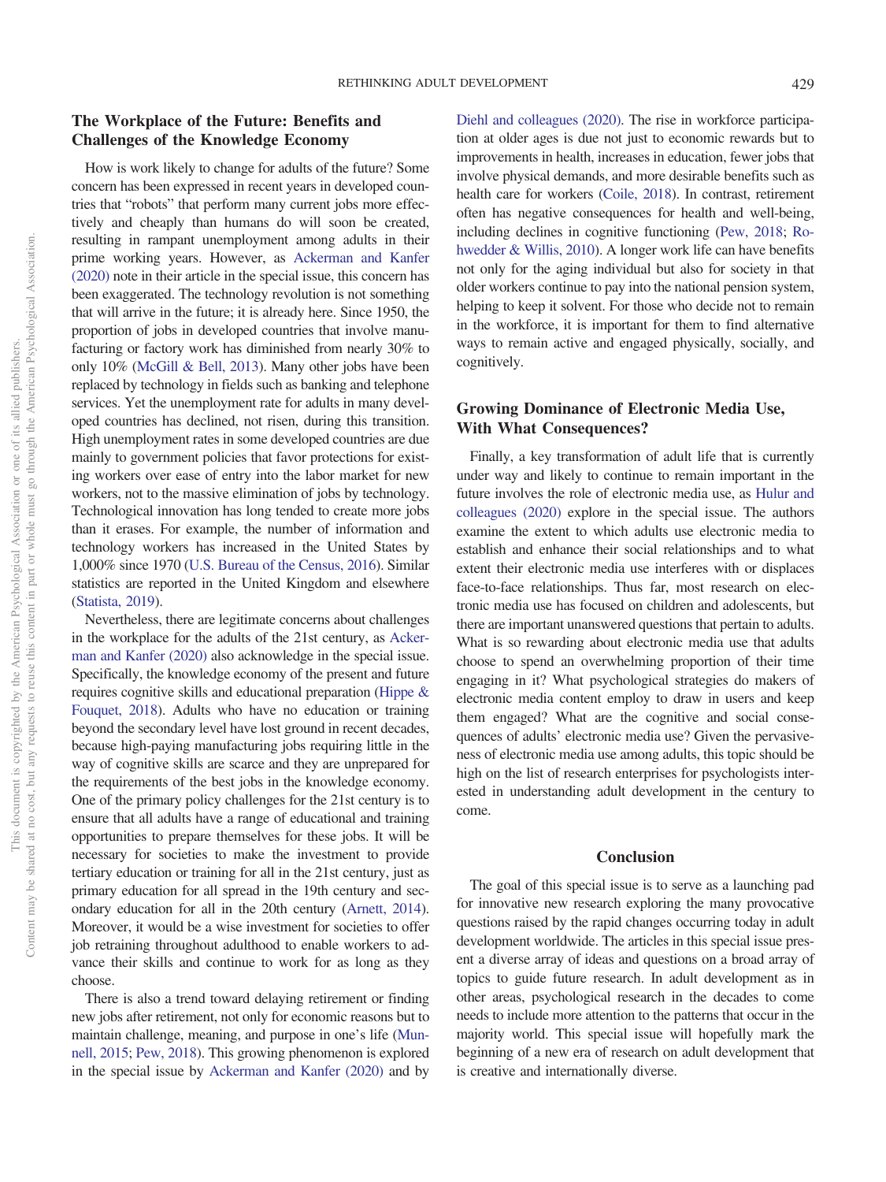## The Workplace of the Future: Benefits and Challenges of the Knowledge Economy

How is work likely to change for adults of the future? Some concern has been expressed in recent years in developed countries that "robots" that perform many current jobs more effectively and cheaply than humans do will soon be created, resulting in rampant unemployment among adults in their prime working years. However, as Ackerman and Kanfer (2020) note in their article in the special issue, this concern has been exaggerated. The technology revolution is not something that will arrive in the future; it is already here. Since 1950, the proportion of jobs in developed countries that involve manufacturing or factory work has diminished from nearly 30% to only 10% (McGill & Bell, 2013). Many other jobs have been replaced by technology in fields such as banking and telephone services. Yet the unemployment rate for adults in many developed countries has declined, not risen, during this transition. High unemployment rates in some developed countries are due mainly to government policies that favor protections for existing workers over ease of entry into the labor market for new workers, not to the massive elimination of jobs by technology. Technological innovation has long tended to create more jobs than it erases. For example, the number of information and technology workers has increased in the United States by 1,000% since 1970 (U.S. Bureau of the Census, 2016). Similar statistics are reported in the United Kingdom and elsewhere (Statista, 2019).

Nevertheless, there are legitimate concerns about challenges in the workplace for the adults of the 21st century, as Ackerman and Kanfer (2020) also acknowledge in the special issue. Specifically, the knowledge economy of the present and future requires cognitive skills and educational preparation (Hippe & Fouquet, 2018). Adults who have no education or training beyond the secondary level have lost ground in recent decades, because high-paying manufacturing jobs requiring little in the way of cognitive skills are scarce and they are unprepared for the requirements of the best jobs in the knowledge economy. One of the primary policy challenges for the 21st century is to ensure that all adults have a range of educational and training opportunities to prepare themselves for these jobs. It will be necessary for societies to make the investment to provide tertiary education or training for all in the 21st century, just as primary education for all spread in the 19th century and secondary education for all in the 20th century (Arnett, 2014). Moreover, it would be a wise investment for societies to offer job retraining throughout adulthood to enable workers to advance their skills and continue to work for as long as they choose.

There is also a trend toward delaying retirement or finding new jobs after retirement, not only for economic reasons but to maintain challenge, meaning, and purpose in one's life (Munnell, 2015; Pew, 2018). This growing phenomenon is explored in the special issue by Ackerman and Kanfer (2020) and by Diehl and colleagues (2020). The rise in workforce participation at older ages is due not just to economic rewards but to improvements in health, increases in education, fewer jobs that involve physical demands, and more desirable benefits such as health care for workers (Coile, 2018). In contrast, retirement often has negative consequences for health and well-being, including declines in cognitive functioning (Pew, 2018; Rohwedder & Willis, 2010). A longer work life can have benefits not only for the aging individual but also for society in that older workers continue to pay into the national pension system, helping to keep it solvent. For those who decide not to remain in the workforce, it is important for them to find alternative ways to remain active and engaged physically, socially, and cognitively.

## Growing Dominance of Electronic Media Use, With What Consequences?

Finally, a key transformation of adult life that is currently under way and likely to continue to remain important in the future involves the role of electronic media use, as Hulur and colleagues (2020) explore in the special issue. The authors examine the extent to which adults use electronic media to establish and enhance their social relationships and to what extent their electronic media use interferes with or displaces face-to-face relationships. Thus far, most research on electronic media use has focused on children and adolescents, but there are important unanswered questions that pertain to adults. What is so rewarding about electronic media use that adults choose to spend an overwhelming proportion of their time engaging in it? What psychological strategies do makers of electronic media content employ to draw in users and keep them engaged? What are the cognitive and social consequences of adults' electronic media use? Given the pervasiveness of electronic media use among adults, this topic should be high on the list of research enterprises for psychologists interested in understanding adult development in the century to come.

## Conclusion

The goal of this special issue is to serve as a launching pad for innovative new research exploring the many provocative questions raised by the rapid changes occurring today in adult development worldwide. The articles in this special issue present a diverse array of ideas and questions on a broad array of topics to guide future research. In adult development as in other areas, psychological research in the decades to come needs to include more attention to the patterns that occur in the majority world. This special issue will hopefully mark the beginning of a new era of research on adult development that is creative and internationally diverse.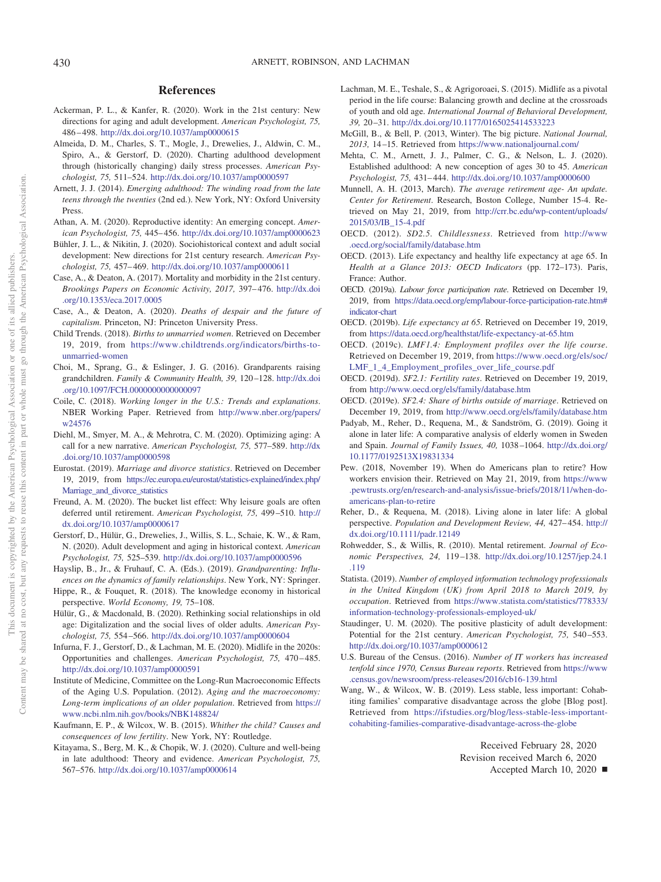## References

Ackerman, P. L., & Kanfer, R. (2020). Work in the 21st century: New directions for aging and adult development. *American Psychologist, 75,* 486–498. http://dx.doi.org/10.1037/amp0000615

Almeida, D. M., Charles, S. T., Mogle, J., Drewelies, J., Aldwin, C. M., Spiro, A., & Gerstorf, D. (2020). Charting adulthood development through (historically changing) daily stress processes. *American Psychologist, 75,* 511–524. http://dx.doi.org/10.1037/amp0000597

Arnett, J. J. (2014). *Emerging adulthood: The winding road from the late teens through the twenties* (2nd ed.). New York, NY: Oxford University Press.

Athan, A. M. (2020). Reproductive identity: An emerging concept. *American Psychologist, 75,* 445–456. http://dx.doi.org/10.1037/amp0000623

Bühler, J. L., & Nikitin, J. (2020). Sociohistorical context and adult social development: New directions for 21st century research. *American Psychologist, 75,* 457–469. http://dx.doi.org/10.1037/amp0000611

Case, A., & Deaton, A. (2017). Mortality and morbidity in the 21st century. *Brookings Papers on Economic Activity, 2017,* 397–476. http://dx.doi.org/10.1353/eca.2017.0005

Case, A., & Deaton, A. (2020). *Deaths of despair and the future of capitalism*. Princeton, NJ: Princeton University Press.

Child Trends. (2018). *Births to unmarried women*. Retrieved on December 19, 2019, from https://www.childtrends.org/indicators/births-to-unmarried-women

Choi, M., Sprang, G., & Eslinger, J. G. (2016). Grandparents raising grandchildren. *Family & Community Health, 39,* 120–128. http://dx.doi.org/10.1097/FCH.0000000000000097

Coile, C. (2018). *Working longer in the U.S.: Trends and explanations*. NBER Working Paper. Retrieved from http://www.nber.org/papers/w24576

Diehl, M., Smyer, M. A., & Mehrotra, C. M. (2020). Optimizing aging: A call for a new narrative. *American Psychologist, 75,* 577–589. http://dx.doi.org/10.1037/amp0000598

Eurostat. (2019). *Marriage and divorce statistics*. Retrieved on December 19, 2019, from https://ec.europa.eu/eurostat/statistics-explained/index.php/Marriage_and_divorce_statistics

Freund, A. M. (2020). The bucket list effect: Why leisure goals are often deferred until retirement. *American Psychologist, 75,* 499–510. http://dx.doi.org/10.1037/amp0000617

Gerstorf, D., Hülür, G., Drewelies, J., Willis, S. L., Schaie, K. W., & Ram, N. (2020). Adult development and aging in historical context. *American Psychologist, 75,* 525–539. http://dx.doi.org/10.1037/amp0000596

Hayslip, B., Jr., & Fruhauf, C. A. (Eds.). (2019). *Grandparenting: Influences on the dynamics of family relationships*. New York, NY: Springer.

Hippe, R., & Fouquet, R. (2018). The knowledge economy in historical perspective. *World Economy, 19,* 75–108.

Hülür, G., & Macdonald, B. (2020). Rethinking social relationships in old age: Digitalization and the social lives of older adults. *American Psychologist, 75,* 554–566. http://dx.doi.org/10.1037/amp0000604

Infurna, F. J., Gerstorf, D., & Lachman, M. E. (2020). Midlife in the 2020s: Opportunities and challenges. *American Psychologist, 75,* 470–485. http://dx.doi.org/10.1037/amp0000591

Institute of Medicine, Committee on the Long-Run Macroeconomic Effects of the Aging U.S. Population. (2012). *Aging and the macroeconomy: Long-term implications of an older population*. Retrieved from https://www.ncbi.nlm.nih.gov/books/NBK148824/

Kaufmann, E. P., & Wilcox, W. B. (2015). *Whither the child? Causes and consequences of low fertility*. New York, NY: Routledge.

Kitayama, S., Berg, M. K., & Chopik, W. J. (2020). Culture and well-being in late adulthood: Theory and evidence. *American Psychologist, 75,* 567–576. http://dx.doi.org/10.1037/amp0000614

Lachman, M. E., Teshale, S., & Agrigoroaei, S. (2015). Midlife as a pivotal period in the life course: Balancing growth and decline at the crossroads of youth and old age. *International Journal of Behavioral Development, 39,* 20–31. http://dx.doi.org/10.1177/0165025414533223

McGill, B., & Bell, P. (2013, Winter). The big picture. *National Journal, 2013,* 14–15. Retrieved from https://www.nationaljournal.com/

Mehta, C. M., Arnett, J. J., Palmer, C. G., & Nelson, L. J. (2020). Established adulthood: A new conception of ages 30 to 45. *American Psychologist, 75,* 431–444. http://dx.doi.org/10.1037/amp0000600

Munnell, A. H. (2013, March). *The average retirement age- An update. Center for Retirement*. Research, Boston College, Number 15-4. Retrieved on May 21, 2019, from http://crr.bc.edu/wp-content/uploads/2015/03/IB_15-4.pdf

OECD. (2012). *SD2.5. Childlessness*. Retrieved from http://www.oecd.org/social/family/database.htm

OECD. (2013). Life expectancy and healthy life expectancy at age 65. In *Health at a Glance 2013: OECD Indicators* (pp. 172–173). Paris, France: Author.

OECD. (2019a). *Labour force participation rate*. Retrieved on December 19, 2019, from https://data.oecd.org/emp/labour-force-participation-rate.htm#indicator-chart

OECD. (2019b). *Life expectancy at 65*. Retrieved on December 19, 2019, from https://data.oecd.org/healthstat/life-expectancy-at-65.htm

OECD. (2019c). *LMF1.4: Employment profiles over the life course*. Retrieved on December 19, 2019, from https://www.oecd.org/els/soc/LMF_1_4_Employment_profiles_over_life_course.pdf

OECD. (2019d). *SF2.1: Fertility rates*. Retrieved on December 19, 2019, from http://www.oecd.org/els/family/database.htm

OECD. (2019e). *SF2.4: Share of births outside of marriage*. Retrieved on December 19, 2019, from http://www.oecd.org/els/family/database.htm

Padyab, M., Reher, D., Requena, M., & Sandström, G. (2019). Going it alone in later life: A comparative analysis of elderly women in Sweden and Spain. *Journal of Family Issues, 40,* 1038–1064. http://dx.doi.org/10.1177/0192513X19831334

Pew. (2018, November 19). When do Americans plan to retire? How workers envision their. Retrieved on May 21, 2019, from https://www.pewtrusts.org/en/research-and-analysis/issue-briefs/2018/11/when-do-americans-plan-to-retire

Reher, D., & Requena, M. (2018). Living alone in later life: A global perspective. *Population and Development Review, 44,* 427–454. http://dx.doi.org/10.1111/padr.12149

Rohwedder, S., & Willis, R. (2010). Mental retirement. *Journal of Economic Perspectives, 24,* 119–138. http://dx.doi.org/10.1257/jep.24.1.119

Statista. (2019). *Number of employed information technology professionals in the United Kingdom (UK) from April 2018 to March 2019, by occupation*. Retrieved from https://www.statista.com/statistics/778333/information-technology-professionals-employed-uk/

Staudinger, U. M. (2020). The positive plasticity of adult development: Potential for the 21st century. *American Psychologist, 75,* 540–553. http://dx.doi.org/10.1037/amp0000612

U.S. Bureau of the Census. (2016). *Number of IT workers has increased tenfold since 1970, Census Bureau reports*. Retrieved from https://www.census.gov/newsroom/press-releases/2016/cb16-139.html

Wang, W., & Wilcox, W. B. (2019). Less stable, less important: Cohabiting families' comparative disadvantage across the globe [Blog post]. Retrieved from https://ifstudies.org/blog/less-stable-less-important-cohabiting-families-comparative-disadvantage-across-the-globe

Received February 28, 2020
Revision received March 6, 2020
Accepted March 10, 2020 ■